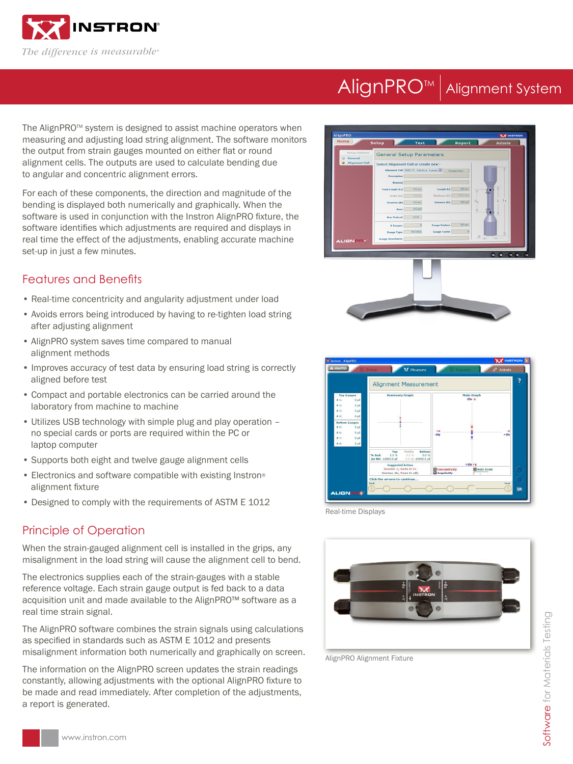# AlignPRO™ | Alignment System

The AlignPRO™ system is designed to assist machine operators when measuring and adjusting load string alignment. The software monitors the output from strain gauges mounted on either flat or round alignment cells. The outputs are used to calculate bending due to angular and concentric alignment errors.

For each of these components, the direction and magnitude of the bending is displayed both numerically and graphically. When the software is used in conjunction with the Instron AlignPRO fixture, the software identifies which adjustments are required and displays in real time the effect of the adjustments, enabling accurate machine set-up in just a few minutes.

## Features and Benefits

- Real-time concentricity and angularity adjustment under load
- Avoids errors being introduced by having to re-tighten load string after adjusting alignment
- AlignPRO system saves time compared to manual alignment methods
- Improves accuracy of test data by ensuring load string is correctly aligned before test
- Compact and portable electronics can be carried around the laboratory from machine to machine
- Utilizes USB technology with simple plug and play operation – no special cards or ports are required within the PC or laptop computer
- Supports both eight and twelve gauge alignment cells
- Electronics and software compatible with existing Instron® alignment fixture
- Designed to comply with the requirements of ASTM E 1012

## Principle of Operation

When the strain-gauged alignment cell is installed in the grips, any misalignment in the load string will cause the alignment cell to bend.

The electronics supplies each of the strain-gauges with a stable reference voltage. Each strain gauge output is fed back to a data acquisition unit and made available to the AlignPRO™ software as a real time strain signal.

The AlignPRO software combines the strain signals using calculations as specified in standards such as ASTM E 1012 and presents misalignment information both numerically and graphically on screen.

The information on the AlignPRO screen updates the strain readings constantly, allowing adjustments with the optional AlignPRO fixture to be made and read immediately. After completion of the adjustments, a report is generated.

Real-time Displays

AlignPRO Alignment Fixture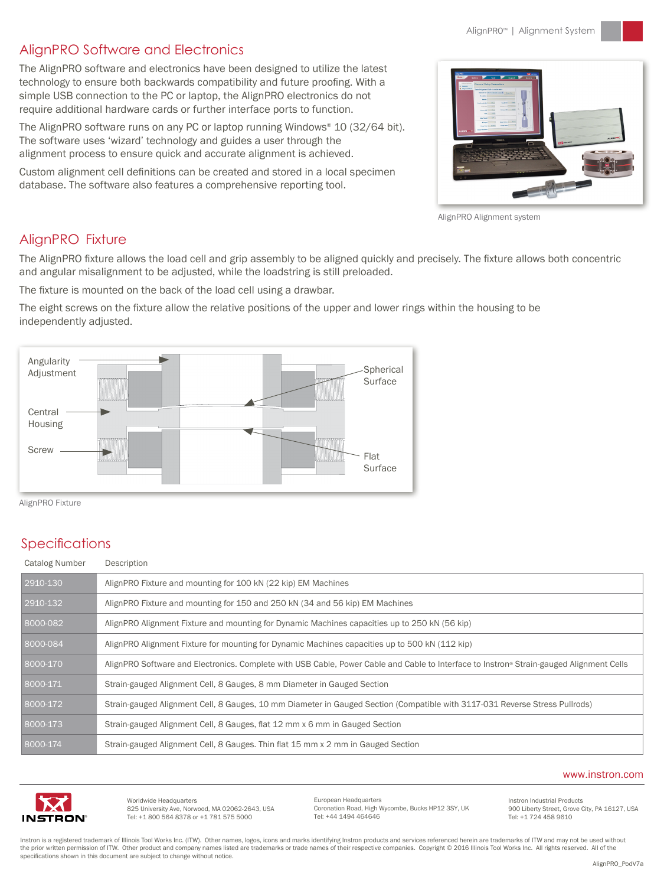## AlignPRO Software and Electronics

The AlignPRO software and electronics have been designed to utilize the latest technology to ensure both backwards compatibility and future proofing. With a simple USB connection to the PC or laptop, the AlignPRO electronics do not require additional hardware cards or further interface ports to function.

The AlignPRO software runs on any PC or laptop running Windows® 10 (32/64 bit). The software uses 'wizard' technology and guides a user through the alignment process to ensure quick and accurate alignment is achieved.

Custom alignment cell definitions can be created and stored in a local specimen database. The software also features a comprehensive reporting tool.

AlignPRO Alignment system

## AlignPRO Fixture

The AlignPRO fixture allows the load cell and grip assembly to be aligned quickly and precisely. The fixture allows both concentric and angular misalignment to be adjusted, while the loadstring is still preloaded.

The fixture is mounted on the back of the load cell using a drawbar.

The eight screws on the fixture allow the relative positions of the upper and lower rings within the housing to be independently adjusted.

Angularity Adjustment

Central Housing

Screw

Spherical Surface

Flat Surface

AlignPRO Fixture

## Specifications

| Catalog Number | Description |
|---|---|
| 2910-130 | AlignPRO Fixture and mounting for 100 kN (22 kip) EM Machines |
| 2910-132 | AlignPRO Fixture and mounting for 150 and 250 kN (34 and 56 kip) EM Machines |
| 8000-082 | AlignPRO Alignment Fixture and mounting for Dynamic Machines capacities up to 250 kN (56 kip) |
| 8000-084 | AlignPRO Alignment Fixture for mounting for Dynamic Machines capacities up to 500 kN (112 kip) |
| 8000-170 | AlignPRO Software and Electronics. Complete with USB Cable, Power Cable and Cable to Interface to Instron® Strain-gauged Alignment Cells |
| 8000-171 | Strain-gauged Alignment Cell, 8 Gauges, 8 mm Diameter in Gauged Section |
| 8000-172 | Strain-gauged Alignment Cell, 8 Gauges, 10 mm Diameter in Gauged Section (Compatible with 3117-031 Reverse Stress Pullrods) |
| 8000-173 | Strain-gauged Alignment Cell, 8 Gauges, flat 12 mm x 6 mm in Gauged Section |
| 8000-174 | Strain-gauged Alignment Cell, 8 Gauges. Thin flat 15 mm x 2 mm in Gauged Section |

www.instron.com

INSTRON®

Worldwide Headquarters
825 University Ave, Norwood, MA 02062-2643, USA
Tel: +1 800 564 8378 or +1 781 575 5000

European Headquarters
Coronation Road, High Wycombe, Bucks HP12 3SY, UK
Tel: +44 1494 464646

Instron Industrial Products
900 Liberty Street, Grove City, PA 16127, USA
Tel: +1 724 458 9610

Instron is a registered trademark of Illinois Tool Works Inc. (ITW). Other names, logos, icons and marks identifying Instron products and services referenced herein are trademarks of ITW and may not be used without the prior written permission of ITW. Other product and company names listed are trademarks or trade names of their respective companies. Copyright © 2016 Illinois Tool Works Inc. All rights reserved. All of the specifications shown in this document are subject to change without notice.

AlignPRO_PodV7a